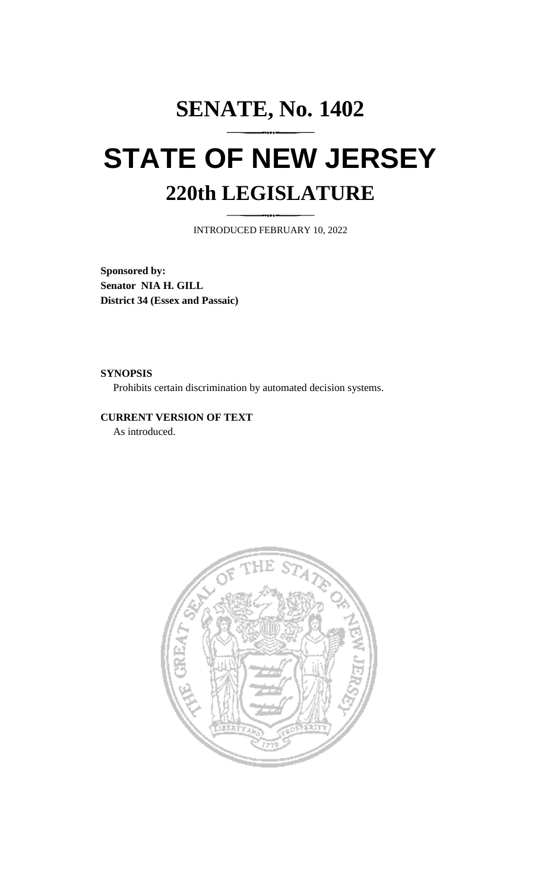# SENATE, No. 1402

# STATE OF NEW JERSEY

## 220th LEGISLATURE

INTRODUCED FEBRUARY 10, 2022

**Sponsored by:**
**Senator NIA H. GILL**
**District 34 (Essex and Passaic)**

**SYNOPSIS**

Prohibits certain discrimination by automated decision systems.

**CURRENT VERSION OF TEXT**

As introduced.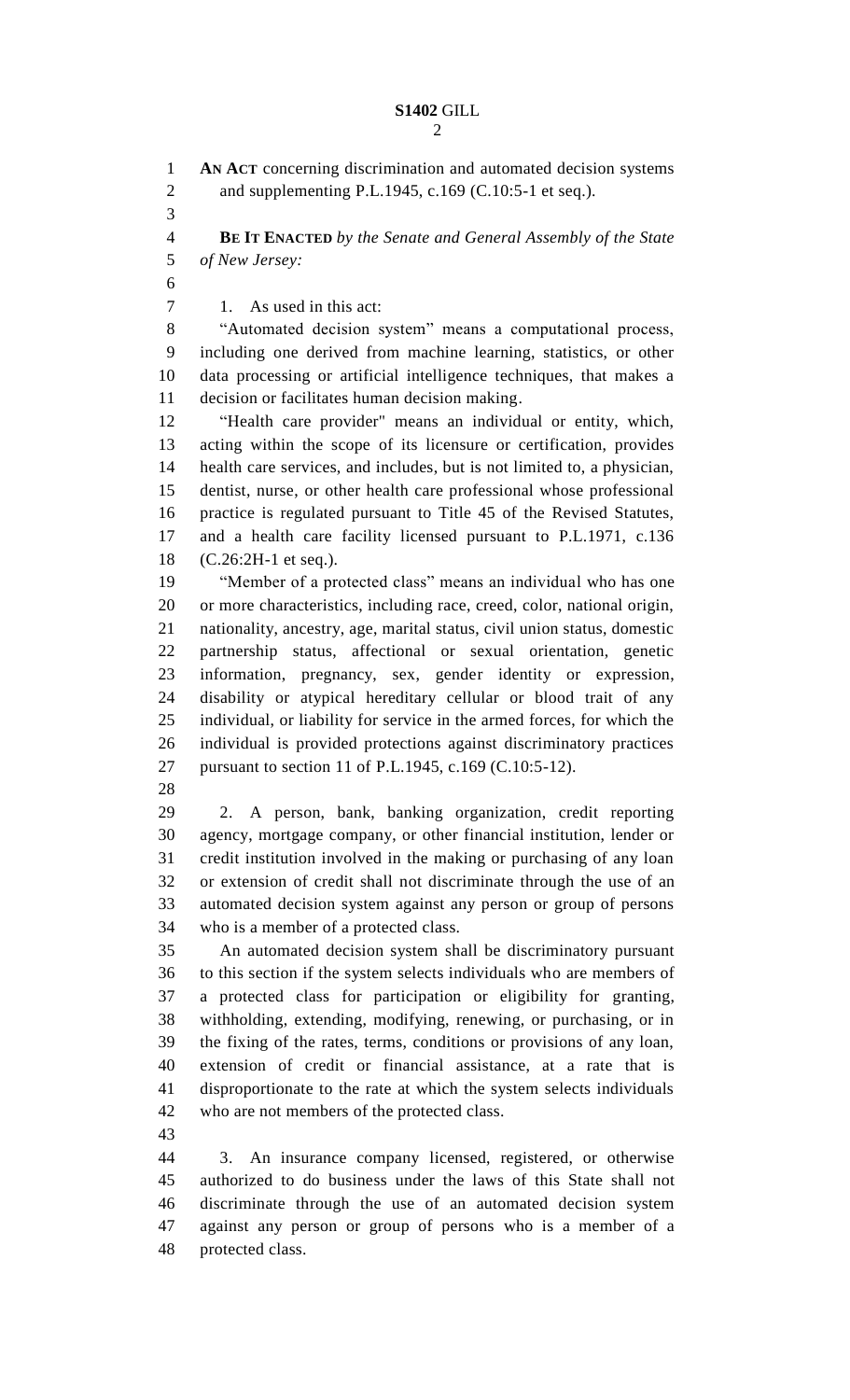**AN ACT** concerning discrimination and automated decision systems and supplementing P.L.1945, c.169 (C.10:5-1 et seq.).

**BE IT ENACTED** *by the Senate and General Assembly of the State of New Jersey:*

1. As used in this act:

"Automated decision system" means a computational process, including one derived from machine learning, statistics, or other data processing or artificial intelligence techniques, that makes a decision or facilitates human decision making.

"Health care provider" means an individual or entity, which, acting within the scope of its licensure or certification, provides health care services, and includes, but is not limited to, a physician, dentist, nurse, or other health care professional whose professional practice is regulated pursuant to Title 45 of the Revised Statutes, and a health care facility licensed pursuant to P.L.1971, c.136 (C.26:2H-1 et seq.).

"Member of a protected class" means an individual who has one or more characteristics, including race, creed, color, national origin, nationality, ancestry, age, marital status, civil union status, domestic partnership status, affectional or sexual orientation, genetic information, pregnancy, sex, gender identity or expression, disability or atypical hereditary cellular or blood trait of any individual, or liability for service in the armed forces, for which the individual is provided protections against discriminatory practices pursuant to section 11 of P.L.1945, c.169 (C.10:5-12).

2. A person, bank, banking organization, credit reporting agency, mortgage company, or other financial institution, lender or credit institution involved in the making or purchasing of any loan or extension of credit shall not discriminate through the use of an automated decision system against any person or group of persons who is a member of a protected class.

An automated decision system shall be discriminatory pursuant to this section if the system selects individuals who are members of a protected class for participation or eligibility for granting, withholding, extending, modifying, renewing, or purchasing, or in the fixing of the rates, terms, conditions or provisions of any loan, extension of credit or financial assistance, at a rate that is disproportionate to the rate at which the system selects individuals who are not members of the protected class.

3. An insurance company licensed, registered, or otherwise authorized to do business under the laws of this State shall not discriminate through the use of an automated decision system against any person or group of persons who is a member of a protected class.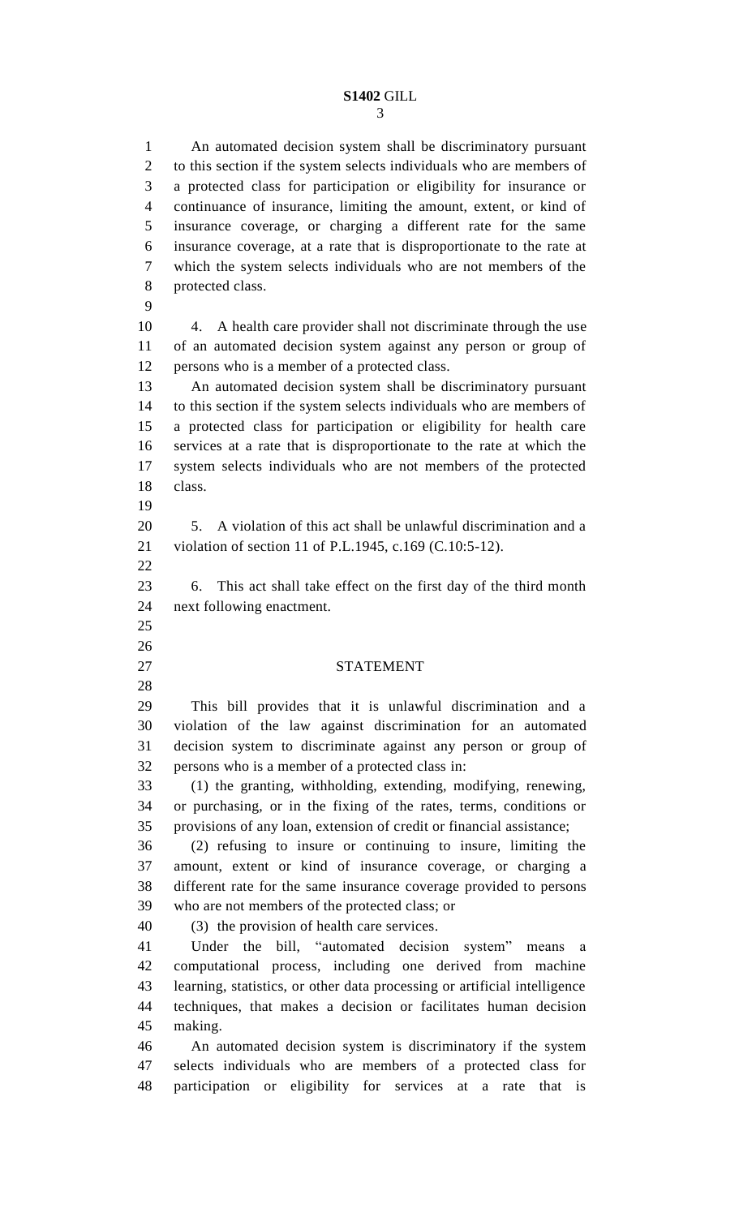An automated decision system shall be discriminatory pursuant to this section if the system selects individuals who are members of a protected class for participation or eligibility for insurance or continuance of insurance, limiting the amount, extent, or kind of insurance coverage, or charging a different rate for the same insurance coverage, at a rate that is disproportionate to the rate at which the system selects individuals who are not members of the protected class.

4. A health care provider shall not discriminate through the use of an automated decision system against any person or group of persons who is a member of a protected class.

An automated decision system shall be discriminatory pursuant to this section if the system selects individuals who are members of a protected class for participation or eligibility for health care services at a rate that is disproportionate to the rate at which the system selects individuals who are not members of the protected class.

5. A violation of this act shall be unlawful discrimination and a violation of section 11 of P.L.1945, c.169 (C.10:5-12).

6. This act shall take effect on the first day of the third month next following enactment.

## STATEMENT

This bill provides that it is unlawful discrimination and a violation of the law against discrimination for an automated decision system to discriminate against any person or group of persons who is a member of a protected class in:

(1) the granting, withholding, extending, modifying, renewing, or purchasing, or in the fixing of the rates, terms, conditions or provisions of any loan, extension of credit or financial assistance;

(2) refusing to insure or continuing to insure, limiting the amount, extent or kind of insurance coverage, or charging a different rate for the same insurance coverage provided to persons who are not members of the protected class; or

(3) the provision of health care services.

Under the bill, "automated decision system" means a computational process, including one derived from machine learning, statistics, or other data processing or artificial intelligence techniques, that makes a decision or facilitates human decision making.

An automated decision system is discriminatory if the system selects individuals who are members of a protected class for participation or eligibility for services at a rate that is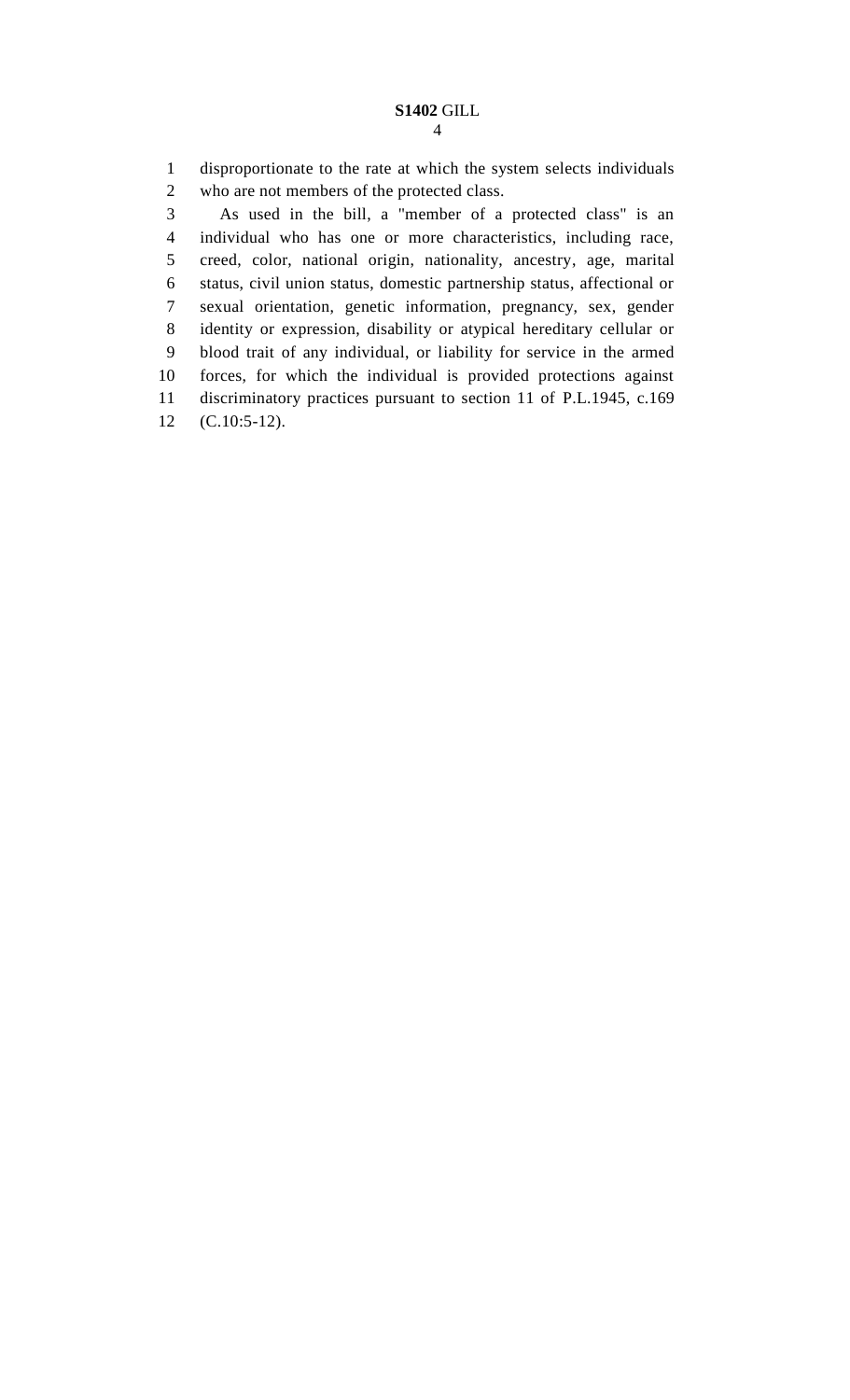disproportionate to the rate at which the system selects individuals who are not members of the protected class.

As used in the bill, a "member of a protected class" is an individual who has one or more characteristics, including race, creed, color, national origin, nationality, ancestry, age, marital status, civil union status, domestic partnership status, affectional or sexual orientation, genetic information, pregnancy, sex, gender identity or expression, disability or atypical hereditary cellular or blood trait of any individual, or liability for service in the armed forces, for which the individual is provided protections against discriminatory practices pursuant to section 11 of P.L.1945, c.169 (C.10:5-12).